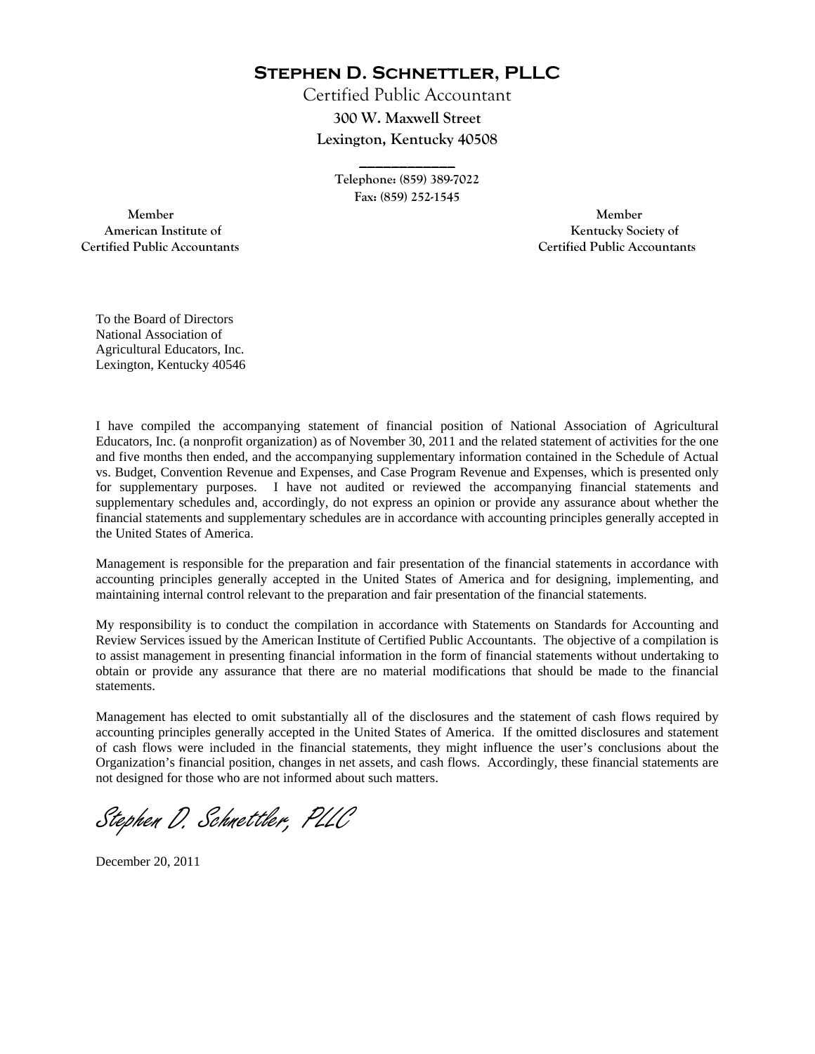# Stephen D. Schnettler, PLLC

Certified Public Accountant

**300 W. Maxwell Street**

**Lexington, Kentucky 40508**

---

Telephone: (859) 389-7022

Fax: (859) 252-1545

Member
American Institute of
Certified Public Accountants

Member
Kentucky Society of
Certified Public Accountants

To the Board of Directors
National Association of
Agricultural Educators, Inc.
Lexington, Kentucky 40546

I have compiled the accompanying statement of financial position of National Association of Agricultural Educators, Inc. (a nonprofit organization) as of November 30, 2011 and the related statement of activities for the one and five months then ended, and the accompanying supplementary information contained in the Schedule of Actual vs. Budget, Convention Revenue and Expenses, and Case Program Revenue and Expenses, which is presented only for supplementary purposes. I have not audited or reviewed the accompanying financial statements and supplementary schedules and, accordingly, do not express an opinion or provide any assurance about whether the financial statements and supplementary schedules are in accordance with accounting principles generally accepted in the United States of America.

Management is responsible for the preparation and fair presentation of the financial statements in accordance with accounting principles generally accepted in the United States of America and for designing, implementing, and maintaining internal control relevant to the preparation and fair presentation of the financial statements.

My responsibility is to conduct the compilation in accordance with Statements on Standards for Accounting and Review Services issued by the American Institute of Certified Public Accountants. The objective of a compilation is to assist management in presenting financial information in the form of financial statements without undertaking to obtain or provide any assurance that there are no material modifications that should be made to the financial statements.

Management has elected to omit substantially all of the disclosures and the statement of cash flows required by accounting principles generally accepted in the United States of America. If the omitted disclosures and statement of cash flows were included in the financial statements, they might influence the user's conclusions about the Organization's financial position, changes in net assets, and cash flows. Accordingly, these financial statements are not designed for those who are not informed about such matters.

*Stephen D. Schnettler, PLLC*

December 20, 2011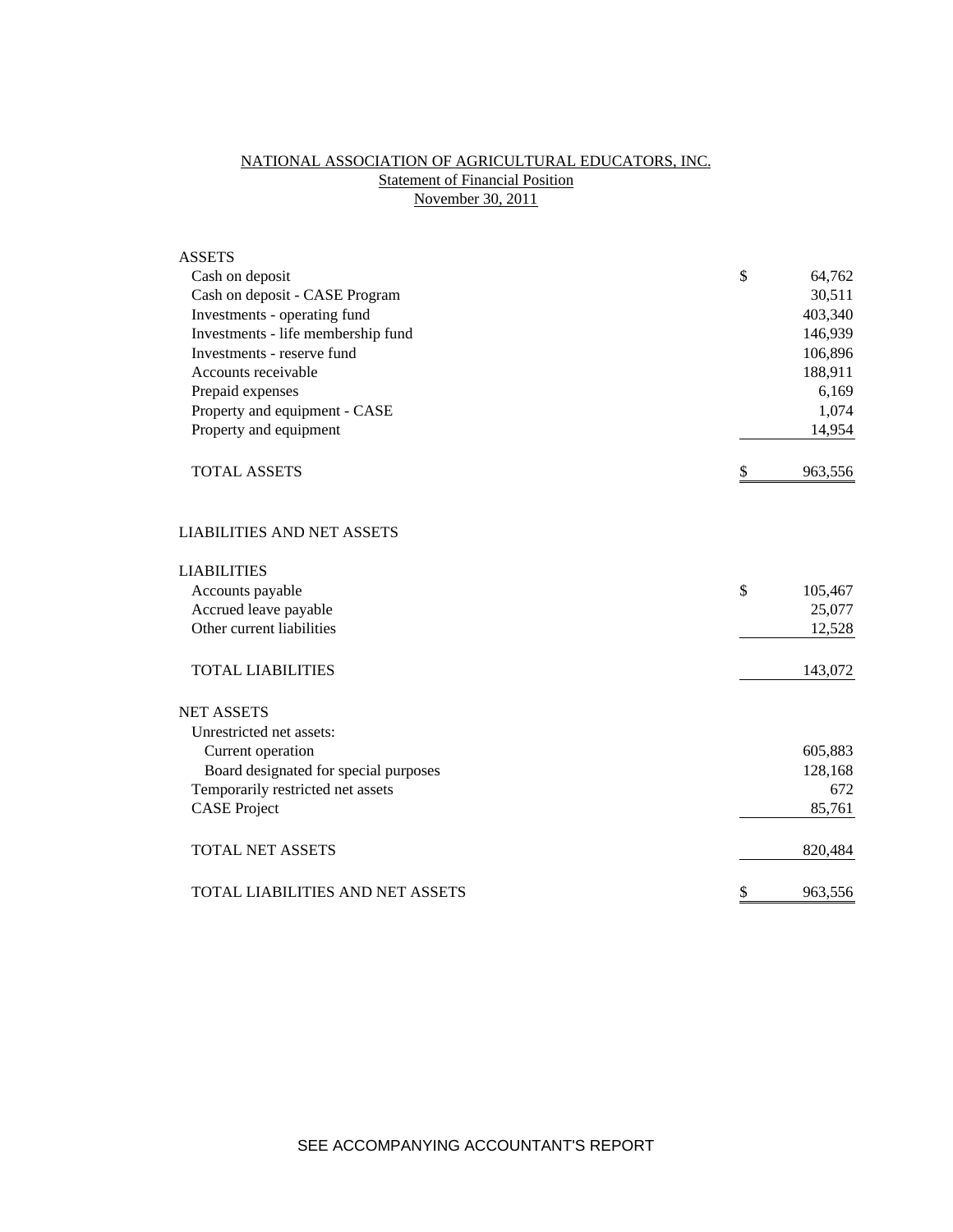# NATIONAL ASSOCIATION OF AGRICULTURAL EDUCATORS, INC.

## Statement of Financial Position

### November 30, 2011

| | |
|---|---|
| **ASSETS** | |
| Cash on deposit | $ 64,762 |
| Cash on deposit - CASE Program | 30,511 |
| Investments - operating fund | 403,340 |
| Investments - life membership fund | 146,939 |
| Investments - reserve fund | 106,896 |
| Accounts receivable | 188,911 |
| Prepaid expenses | 6,169 |
| Property and equipment - CASE | 1,074 |
| Property and equipment | 14,954 |
| TOTAL ASSETS | $ 963,556 |
| | |
| **LIABILITIES AND NET ASSETS** | |
| | |
| **LIABILITIES** | |
| Accounts payable | $ 105,467 |
| Accrued leave payable | 25,077 |
| Other current liabilities | 12,528 |
| TOTAL LIABILITIES | 143,072 |
| | |
| **NET ASSETS** | |
| Unrestricted net assets: | |
| Current operation | 605,883 |
| Board designated for special purposes | 128,168 |
| Temporarily restricted net assets | 672 |
| CASE Project | 85,761 |
| TOTAL NET ASSETS | 820,484 |
| | |
| TOTAL LIABILITIES AND NET ASSETS | $ 963,556 |

SEE ACCOMPANYING ACCOUNTANT'S REPORT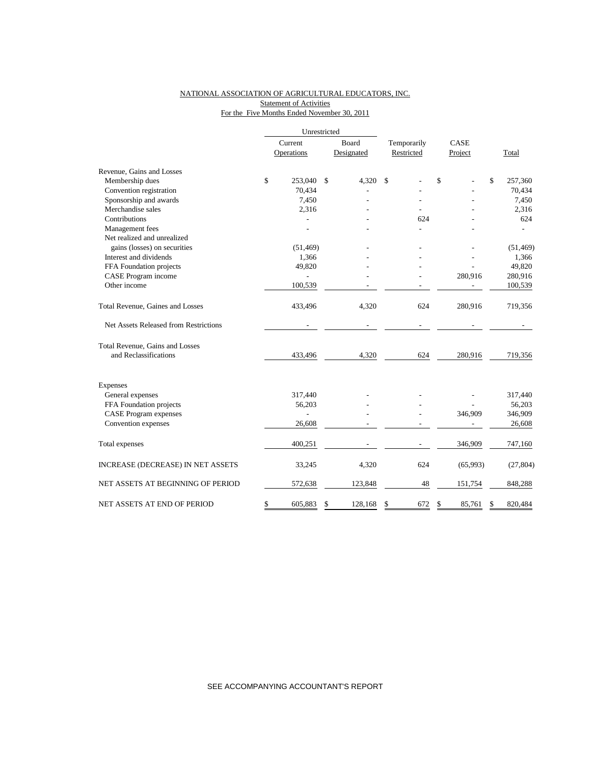NATIONAL ASSOCIATION OF AGRICULTURAL EDUCATORS, INC.
Statement of Activities
For the Five Months Ended November 30, 2011

| | Unrestricted | | | | |
|---|---|---|---|---|---|
| | Current Operations | Board Designated | Temporarily Restricted | CASE Project | Total |
| Revenue, Gains and Losses | | | | | |
| Membership dues | $ 253,040 | $ 4,320 | $ - | $ - | $ 257,360 |
| Convention registration | 70,434 | - | - | - | 70,434 |
| Sponsorship and awards | 7,450 | - | - | - | 7,450 |
| Merchandise sales | 2,316 | - | - | - | 2,316 |
| Contributions | - | - | 624 | - | 624 |
| Management fees | - | - | - | - | - |
| Net realized and unrealized gains (losses) on securities | (51,469) | - | - | - | (51,469) |
| Interest and dividends | 1,366 | - | - | - | 1,366 |
| FFA Foundation projects | 49,820 | - | - | - | 49,820 |
| CASE Program income | - | - | - | 280,916 | 280,916 |
| Other income | 100,539 | - | - | - | 100,539 |
| Total Revenue, Gaines and Losses | 433,496 | 4,320 | 624 | 280,916 | 719,356 |
| Net Assets Released from Restrictions | - | - | - | - | - |
| Total Revenue, Gains and Losses and Reclassifications | 433,496 | 4,320 | 624 | 280,916 | 719,356 |
| Expenses | | | | | |
| General expenses | 317,440 | - | - | - | 317,440 |
| FFA Foundation projects | 56,203 | - | - | - | 56,203 |
| CASE Program expenses | - | - | - | 346,909 | 346,909 |
| Convention expenses | 26,608 | - | - | - | 26,608 |
| Total expenses | 400,251 | - | - | 346,909 | 747,160 |
| INCREASE (DECREASE) IN NET ASSETS | 33,245 | 4,320 | 624 | (65,993) | (27,804) |
| NET ASSETS AT BEGINNING OF PERIOD | 572,638 | 123,848 | 48 | 151,754 | 848,288 |
| NET ASSETS AT END OF PERIOD | $ 605,883 | $ 128,168 | $ 672 | $ 85,761 | $ 820,484 |

SEE ACCOMPANYING ACCOUNTANT'S REPORT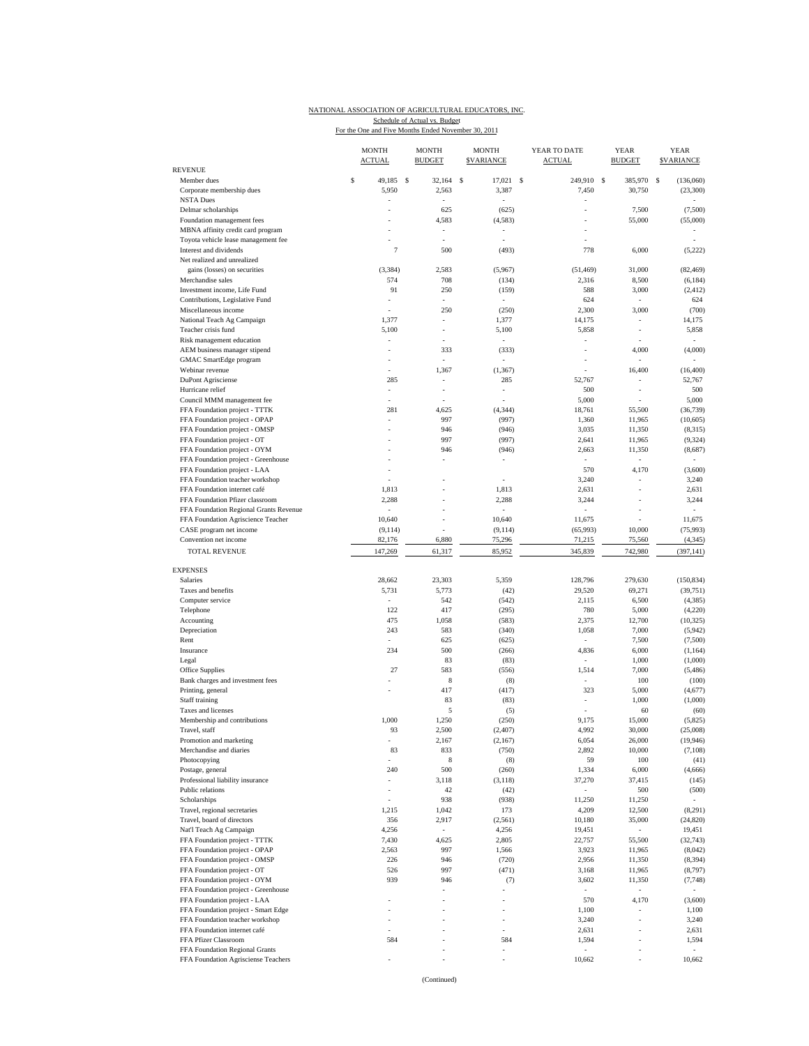NATIONAL ASSOCIATION OF AGRICULTURAL EDUCATORS, INC.
Schedule of Actual vs. Budget
For the One and Five Months Ended November 30, 2011

| | MONTH ACTUAL | MONTH BUDGET | MONTH $VARIANCE | YEAR TO DATE ACTUAL | YEAR BUDGET | YEAR $VARIANCE |
|---|---|---|---|---|---|---|
| REVENUE | | | | | | |
| Member dues | $ 49,185 | $ 32,164 | $ 17,021 | $ 249,910 | $ 385,970 | $ (136,060) |
| Corporate membership dues | 5,950 | 2,563 | 3,387 | 7,450 | 30,750 | (23,300) |
| NSTA Dues | - | - | - | - | | - |
| Delmar scholarships | - | 625 | (625) | - | 7,500 | (7,500) |
| Foundation management fees | - | 4,583 | (4,583) | - | 55,000 | (55,000) |
| MBNA affinity credit card program | - | - | - | - | | - |
| Toyota vehicle lease management fee | - | - | - | - | | - |
| Interest and dividends | 7 | 500 | (493) | 778 | 6,000 | (5,222) |
| Net realized and unrealized gains (losses) on securities | (3,384) | 2,583 | (5,967) | (51,469) | 31,000 | (82,469) |
| Merchandise sales | 574 | 708 | (134) | 2,316 | 8,500 | (6,184) |
| Investment income, Life Fund | 91 | 250 | (159) | 588 | 3,000 | (2,412) |
| Contributions, Legislative Fund | - | - | - | 624 | - | 624 |
| Miscellaneous income | - | 250 | (250) | 2,300 | 3,000 | (700) |
| National Teach Ag Campaign | 1,377 | - | 1,377 | 14,175 | - | 14,175 |
| Teacher crisis fund | 5,100 | - | 5,100 | 5,858 | - | 5,858 |
| Risk management education | - | - | - | - | - | - |
| AEM business manager stipend | - | 333 | (333) | - | 4,000 | (4,000) |
| GMAC SmartEdge program | - | - | - | - | - | - |
| Webinar revenue | - | 1,367 | (1,367) | - | 16,400 | (16,400) |
| DuPont Agrisciense | 285 | - | 285 | 52,767 | - | 52,767 |
| Hurricane relief | - | - | - | 500 | - | 500 |
| Council MMM management fee | - | - | - | 5,000 | - | 5,000 |
| FFA Foundation project - TTTK | 281 | 4,625 | (4,344) | 18,761 | 55,500 | (36,739) |
| FFA Foundation project - OPAP | - | 997 | (997) | 1,360 | 11,965 | (10,605) |
| FFA Foundation project - OMSP | - | 946 | (946) | 3,035 | 11,350 | (8,315) |
| FFA Foundation project - OT | - | 997 | (997) | 2,641 | 11,965 | (9,324) |
| FFA Foundation project - OYM | - | 946 | (946) | 2,663 | 11,350 | (8,687) |
| FFA Foundation project - Greenhouse | - | - | - | - | - | - |
| FFA Foundation project - LAA | - | | | 570 | 4,170 | (3,600) |
| FFA Foundation teacher workshop | - | - | - | 3,240 | - | 3,240 |
| FFA Foundation internet café | 1,813 | - | 1,813 | 2,631 | - | 2,631 |
| FFA Foundation Pfizer classroom | 2,288 | - | 2,288 | 3,244 | - | 3,244 |
| FFA Foundation Regional Grants Revenue | - | - | - | - | - | - |
| FFA Foundation Agriscience Teacher | 10,640 | - | 10,640 | 11,675 | - | 11,675 |
| CASE program net income | (9,114) | - | (9,114) | (65,993) | 10,000 | (75,993) |
| Convention net income | 82,176 | 6,880 | 75,296 | 71,215 | 75,560 | (4,345) |
| TOTAL REVENUE | 147,269 | 61,317 | 85,952 | 345,839 | 742,980 | (397,141) |
| EXPENSES | | | | | | |
| Salaries | 28,662 | 23,303 | 5,359 | 128,796 | 279,630 | (150,834) |
| Taxes and benefits | 5,731 | 5,773 | (42) | 29,520 | 69,271 | (39,751) |
| Computer service | - | 542 | (542) | 2,115 | 6,500 | (4,385) |
| Telephone | 122 | 417 | (295) | 780 | 5,000 | (4,220) |
| Accounting | 475 | 1,058 | (583) | 2,375 | 12,700 | (10,325) |
| Depreciation | 243 | 583 | (340) | 1,058 | 7,000 | (5,942) |
| Rent | - | 625 | (625) | - | 7,500 | (7,500) |
| Insurance | 234 | 500 | (266) | 4,836 | 6,000 | (1,164) |
| Legal | | 83 | (83) | - | 1,000 | (1,000) |
| Office Supplies | 27 | 583 | (556) | 1,514 | 7,000 | (5,486) |
| Bank charges and investment fees | - | 8 | (8) | - | 100 | (100) |
| Printing, general | - | 417 | (417) | 323 | 5,000 | (4,677) |
| Staff training | | 83 | (83) | - | 1,000 | (1,000) |
| Taxes and licenses | | 5 | (5) | - | 60 | (60) |
| Membership and contributions | 1,000 | 1,250 | (250) | 9,175 | 15,000 | (5,825) |
| Travel, staff | 93 | 2,500 | (2,407) | 4,992 | 30,000 | (25,008) |
| Promotion and marketing | - | 2,167 | (2,167) | 6,054 | 26,000 | (19,946) |
| Merchandise and diaries | 83 | 833 | (750) | 2,892 | 10,000 | (7,108) |
| Photocopying | - | 8 | (8) | 59 | 100 | (41) |
| Postage, general | 240 | 500 | (260) | 1,334 | 6,000 | (4,666) |
| Professional liability insurance | - | 3,118 | (3,118) | 37,270 | 37,415 | (145) |
| Public relations | - | 42 | (42) | - | 500 | (500) |
| Scholarships | - | 938 | (938) | 11,250 | 11,250 | - |
| Travel, regional secretaries | 1,215 | 1,042 | 173 | 4,209 | 12,500 | (8,291) |
| Travel, board of directors | 356 | 2,917 | (2,561) | 10,180 | 35,000 | (24,820) |
| Nat'l Teach Ag Campaign | 4,256 | - | 4,256 | 19,451 | - | 19,451 |
| FFA Foundation project - TTTK | 7,430 | 4,625 | 2,805 | 22,757 | 55,500 | (32,743) |
| FFA Foundation project - OPAP | 2,563 | 997 | 1,566 | 3,923 | 11,965 | (8,042) |
| FFA Foundation project - OMSP | 226 | 946 | (720) | 2,956 | 11,350 | (8,394) |
| FFA Foundation project - OT | 526 | 997 | (471) | 3,168 | 11,965 | (8,797) |
| FFA Foundation project - OYM | 939 | 946 | (7) | 3,602 | 11,350 | (7,748) |
| FFA Foundation project - Greenhouse | | - | - | - | - | - |
| FFA Foundation project - LAA | - | - | - | 570 | 4,170 | (3,600) |
| FFA Foundation project - Smart Edge | - | - | - | 1,100 | - | 1,100 |
| FFA Foundation teacher workshop | - | - | - | 3,240 | - | 3,240 |
| FFA Foundation internet café | - | - | - | 2,631 | - | 2,631 |
| FFA Pfizer Classroom | 584 | - | 584 | 1,594 | - | 1,594 |
| FFA Foundation Regional Grants | | - | - | - | - | - |
| FFA Foundation Agrisciense Teachers | - | - | - | 10,662 | - | 10,662 |

(Continued)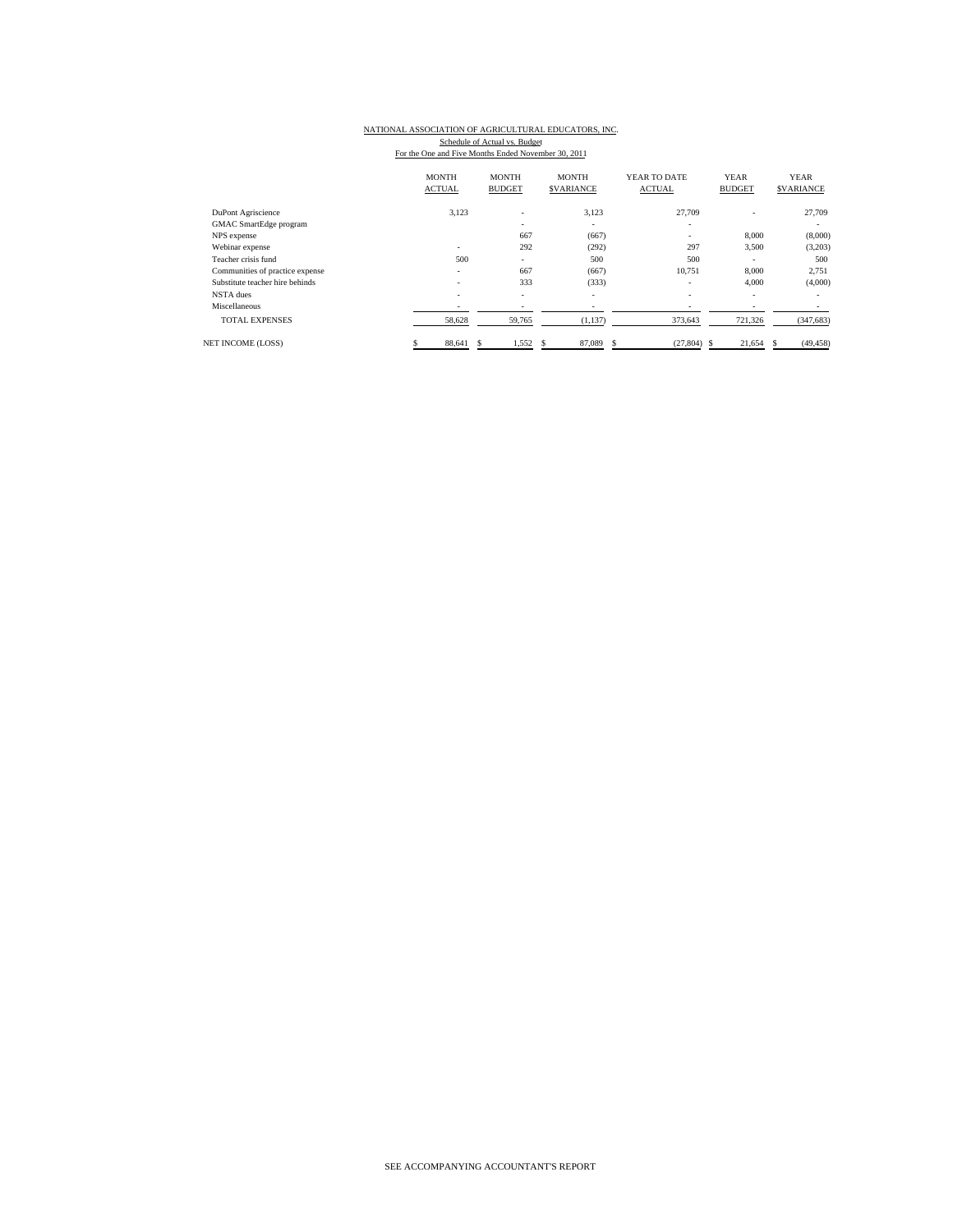NATIONAL ASSOCIATION OF AGRICULTURAL EDUCATORS, INC.

Schedule of Actual vs. Budget

For the One and Five Months Ended November 30, 2011

| | MONTH ACTUAL | MONTH BUDGET | MONTH $VARIANCE | YEAR TO DATE ACTUAL | YEAR BUDGET | YEAR $VARIANCE |
|---|---|---|---|---|---|---|
| DuPont Agriscience | 3,123 | - | 3,123 | 27,709 | - | 27,709 |
| GMAC SmartEdge program | | - | - | - | | - |
| NPS expense | | 667 | (667) | - | 8,000 | (8,000) |
| Webinar expense | - | 292 | (292) | 297 | 3,500 | (3,203) |
| Teacher crisis fund | 500 | - | 500 | 500 | - | 500 |
| Communities of practice expense | - | 667 | (667) | 10,751 | 8,000 | 2,751 |
| Substitute teacher hire behinds | - | 333 | (333) | - | 4,000 | (4,000) |
| NSTA dues | - | - | - | - | - | - |
| Miscellaneous | - | - | - | - | - | - |
| TOTAL EXPENSES | 58,628 | 59,765 | (1,137) | 373,643 | 721,326 | (347,683) |
| NET INCOME (LOSS) | $ 88,641 | $ 1,552 | $ 87,089 | $ (27,804) | $ 21,654 | $ (49,458) |

SEE ACCOMPANYING ACCOUNTANT'S REPORT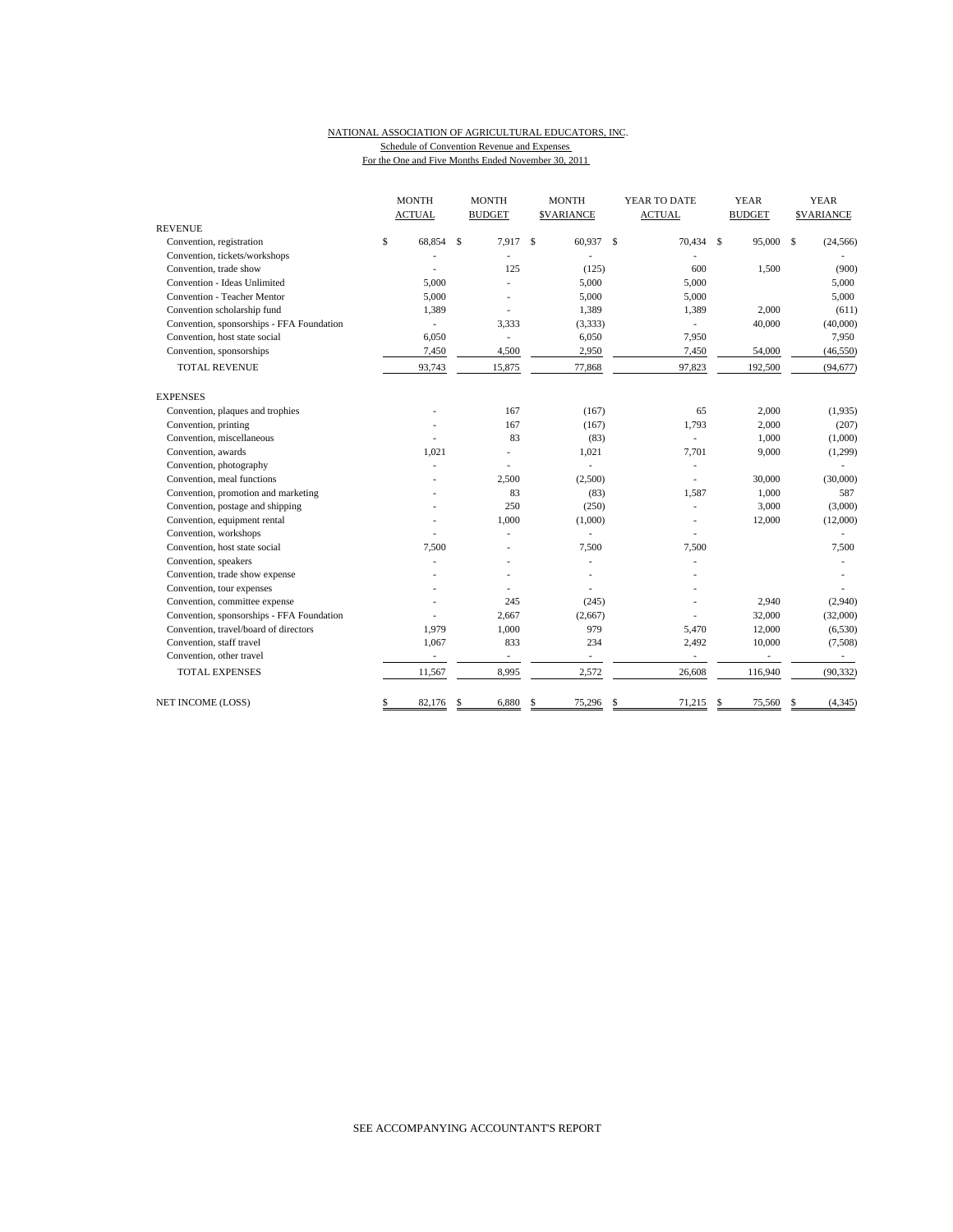NATIONAL ASSOCIATION OF AGRICULTURAL EDUCATORS, INC.

Schedule of Convention Revenue and Expenses

For the One and Five Months Ended November 30, 2011

| | MONTH ACTUAL | MONTH BUDGET | MONTH $VARIANCE | YEAR TO DATE ACTUAL | YEAR BUDGET | YEAR $VARIANCE |
|---|---|---|---|---|---|---|
| REVENUE | | | | | | |
| Convention, registration | $ 68,854 | $ 7,917 | $ 60,937 | $ 70,434 | $ 95,000 | $ (24,566) |
| Convention, tickets/workshops | - | - | - | - | | - |
| Convention, trade show | - | 125 | (125) | 600 | 1,500 | (900) |
| Convention - Ideas Unlimited | 5,000 | - | 5,000 | 5,000 | | 5,000 |
| Convention - Teacher Mentor | 5,000 | - | 5,000 | 5,000 | | 5,000 |
| Convention scholarship fund | 1,389 | - | 1,389 | 1,389 | 2,000 | (611) |
| Convention, sponsorships - FFA Foundation | - | 3,333 | (3,333) | - | 40,000 | (40,000) |
| Convention, host state social | 6,050 | - | 6,050 | 7,950 | | 7,950 |
| Convention, sponsorships | 7,450 | 4,500 | 2,950 | 7,450 | 54,000 | (46,550) |
| TOTAL REVENUE | 93,743 | 15,875 | 77,868 | 97,823 | 192,500 | (94,677) |
| EXPENSES | | | | | | |
| Convention, plaques and trophies | - | 167 | (167) | 65 | 2,000 | (1,935) |
| Convention, printing | - | 167 | (167) | 1,793 | 2,000 | (207) |
| Convention, miscellaneous | - | 83 | (83) | - | 1,000 | (1,000) |
| Convention, awards | 1,021 | - | 1,021 | 7,701 | 9,000 | (1,299) |
| Convention, photography | - | - | - | - | | - |
| Convention, meal functions | - | 2,500 | (2,500) | - | 30,000 | (30,000) |
| Convention, promotion and marketing | - | 83 | (83) | 1,587 | 1,000 | 587 |
| Convention, postage and shipping | - | 250 | (250) | - | 3,000 | (3,000) |
| Convention, equipment rental | - | 1,000 | (1,000) | - | 12,000 | (12,000) |
| Convention, workshops | - | - | - | - | | - |
| Convention, host state social | 7,500 | - | 7,500 | 7,500 | | 7,500 |
| Convention, speakers | - | - | - | - | | - |
| Convention, trade show expense | - | - | - | - | | - |
| Convention, tour expenses | - | - | - | - | | - |
| Convention, committee expense | - | 245 | (245) | - | 2,940 | (2,940) |
| Convention, sponsorships - FFA Foundation | - | 2,667 | (2,667) | - | 32,000 | (32,000) |
| Convention, travel/board of directors | 1,979 | 1,000 | 979 | 5,470 | 12,000 | (6,530) |
| Convention, staff travel | 1,067 | 833 | 234 | 2,492 | 10,000 | (7,508) |
| Convention, other travel | - | - | - | - | - | - |
| TOTAL EXPENSES | 11,567 | 8,995 | 2,572 | 26,608 | 116,940 | (90,332) |
| NET INCOME (LOSS) | $ 82,176 | $ 6,880 | $ 75,296 | $ 71,215 | $ 75,560 | $ (4,345) |

SEE ACCOMPANYING ACCOUNTANT'S REPORT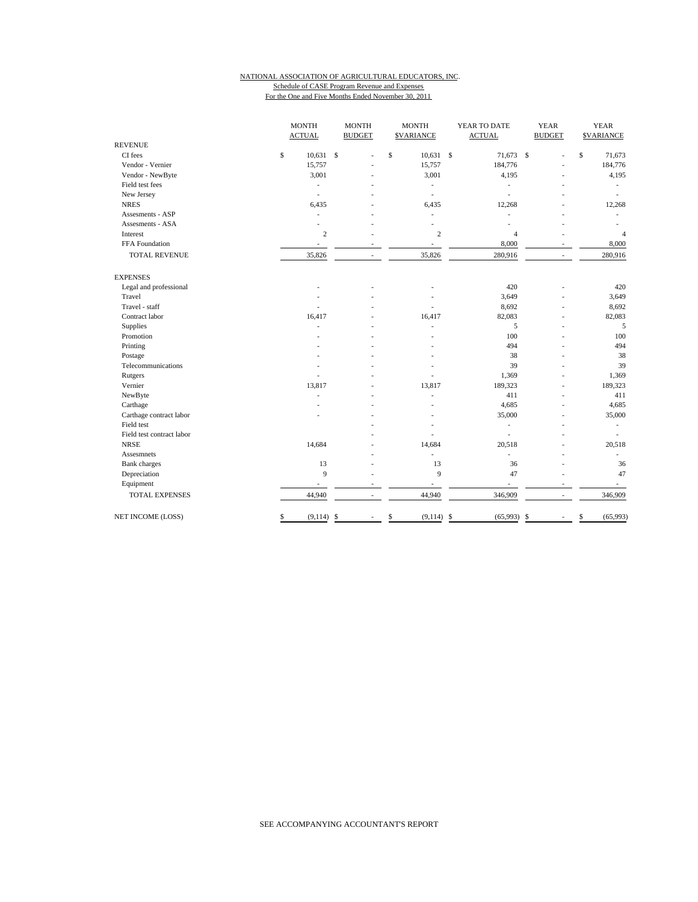NATIONAL ASSOCIATION OF AGRICULTURAL EDUCATORS, INC.
Schedule of CASE Program Revenue and Expenses
For the One and Five Months Ended November 30, 2011

| | MONTH ACTUAL | MONTH BUDGET | MONTH $VARIANCE | YEAR TO DATE ACTUAL | YEAR BUDGET | YEAR $VARIANCE |
|---|---|---|---|---|---|---|
| REVENUE | | | | | | |
| CI fees | $ 10,631 | $ - | $ 10,631 | $ 71,673 | $ - | $ 71,673 |
| Vendor - Vernier | 15,757 | - | 15,757 | 184,776 | - | 184,776 |
| Vendor - NewByte | 3,001 | - | 3,001 | 4,195 | - | 4,195 |
| Field test fees | - | - | - | - | - | - |
| New Jersey | - | - | - | - | - | - |
| NRES | 6,435 | - | 6,435 | 12,268 | - | 12,268 |
| Assesments - ASP | - | - | - | - | - | - |
| Assesments - ASA | - | - | - | - | - | - |
| Interest | 2 | - | 2 | 4 | - | 4 |
| FFA Foundation | - | - | - | 8,000 | - | 8,000 |
| TOTAL REVENUE | 35,826 | - | 35,826 | 280,916 | - | 280,916 |
| EXPENSES | | | | | | |
| Legal and professional | - | - | - | 420 | - | 420 |
| Travel | - | - | - | 3,649 | - | 3,649 |
| Travel - staff | - | - | - | 8,692 | - | 8,692 |
| Contract labor | 16,417 | - | 16,417 | 82,083 | - | 82,083 |
| Supplies | - | - | - | 5 | - | 5 |
| Promotion | - | - | - | 100 | - | 100 |
| Printing | - | - | - | 494 | - | 494 |
| Postage | - | - | - | 38 | - | 38 |
| Telecommunications | - | - | - | 39 | - | 39 |
| Rutgers | - | - | - | 1,369 | - | 1,369 |
| Vernier | 13,817 | - | 13,817 | 189,323 | - | 189,323 |
| NewByte | - | - | - | 411 | - | 411 |
| Carthage | - | - | - | 4,685 | - | 4,685 |
| Carthage contract labor | - | - | - | 35,000 | - | 35,000 |
| Field test | | - | - | - | - | - |
| Field test contract labor | | - | - | - | - | - |
| NRSE | 14,684 | - | 14,684 | 20,518 | - | 20,518 |
| Assesmnets | | - | - | - | - | - |
| Bank charges | 13 | - | 13 | 36 | - | 36 |
| Depreciation | 9 | - | 9 | 47 | - | 47 |
| Equipment | - | - | - | - | - | - |
| TOTAL EXPENSES | 44,940 | - | 44,940 | 346,909 | - | 346,909 |
| NET INCOME (LOSS) | $ (9,114) | $ - | $ (9,114) | $ (65,993) | $ - | $ (65,993) |

SEE ACCOMPANYING ACCOUNTANT'S REPORT